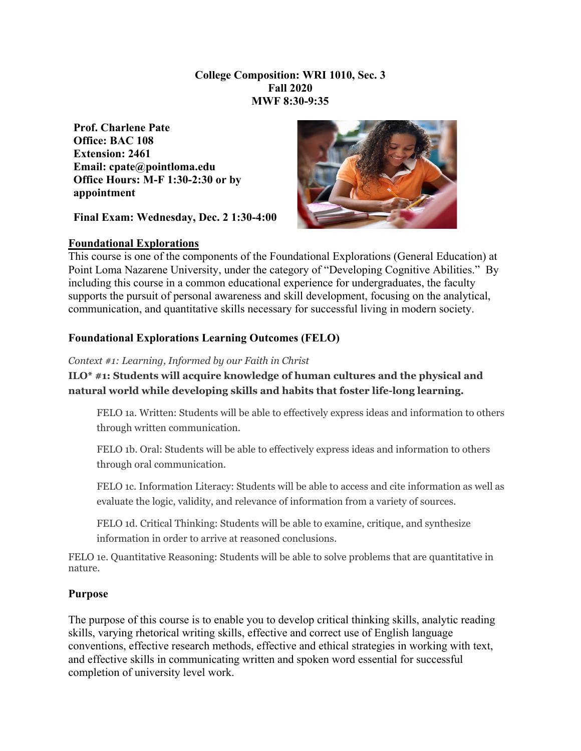**College Composition: WRI 1010, Sec. 3**
**Fall 2020**
**MWF 8:30-9:35**

**Prof. Charlene Pate**
**Office: BAC 108**
**Extension: 2461**
**Email: cpate@pointloma.edu**
**Office Hours: M-F 1:30-2:30 or by appointment**

**Final Exam: Wednesday, Dec. 2 1:30-4:00**

## Foundational Explorations

This course is one of the components of the Foundational Explorations (General Education) at Point Loma Nazarene University, under the category of "Developing Cognitive Abilities." By including this course in a common educational experience for undergraduates, the faculty supports the pursuit of personal awareness and skill development, focusing on the analytical, communication, and quantitative skills necessary for successful living in modern society.

### Foundational Explorations Learning Outcomes (FELO)

*Context #1: Learning, Informed by our Faith in Christ*

**ILO* #1: Students will acquire knowledge of human cultures and the physical and natural world while developing skills and habits that foster life-long learning.**

FELO 1a. Written: Students will be able to effectively express ideas and information to others through written communication.

FELO 1b. Oral: Students will be able to effectively express ideas and information to others through oral communication.

FELO 1c. Information Literacy: Students will be able to access and cite information as well as evaluate the logic, validity, and relevance of information from a variety of sources.

FELO 1d. Critical Thinking: Students will be able to examine, critique, and synthesize information in order to arrive at reasoned conclusions.

FELO 1e. Quantitative Reasoning: Students will be able to solve problems that are quantitative in nature.

### Purpose

The purpose of this course is to enable you to develop critical thinking skills, analytic reading skills, varying rhetorical writing skills, effective and correct use of English language conventions, effective research methods, effective and ethical strategies in working with text, and effective skills in communicating written and spoken word essential for successful completion of university level work.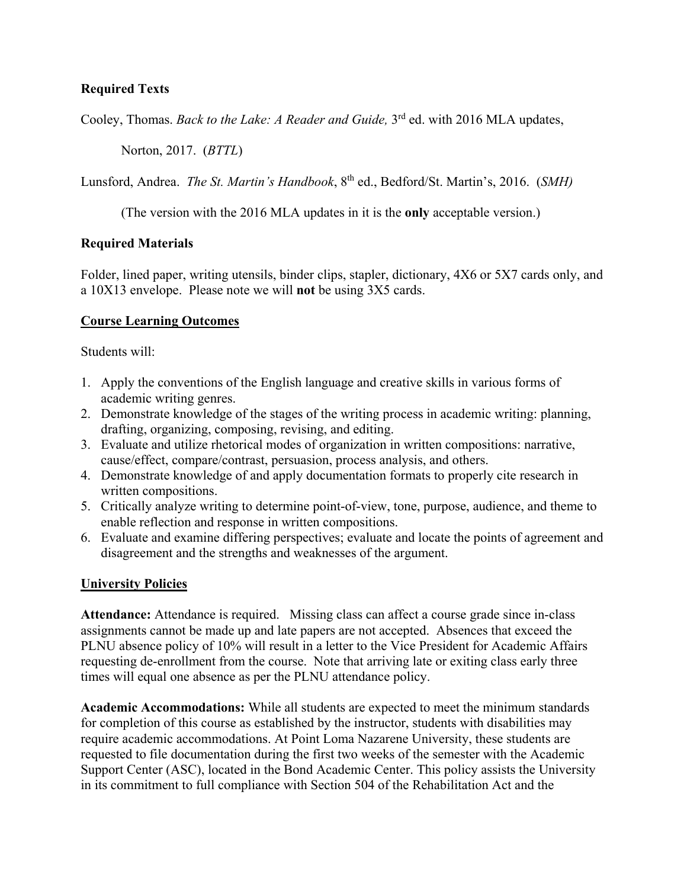**Required Texts**

Cooley, Thomas. *Back to the Lake: A Reader and Guide,* 3rd ed. with 2016 MLA updates,

Norton, 2017. (*BTTL*)

Lunsford, Andrea. *The St. Martin's Handbook*, 8th ed., Bedford/St. Martin's, 2016. (*SMH)*

(The version with the 2016 MLA updates in it is the **only** acceptable version.)

**Required Materials**

Folder, lined paper, writing utensils, binder clips, stapler, dictionary, 4X6 or 5X7 cards only, and a 10X13 envelope. Please note we will **not** be using 3X5 cards.

**Course Learning Outcomes**

Students will:

1. Apply the conventions of the English language and creative skills in various forms of academic writing genres.
2. Demonstrate knowledge of the stages of the writing process in academic writing: planning, drafting, organizing, composing, revising, and editing.
3. Evaluate and utilize rhetorical modes of organization in written compositions: narrative, cause/effect, compare/contrast, persuasion, process analysis, and others.
4. Demonstrate knowledge of and apply documentation formats to properly cite research in written compositions.
5. Critically analyze writing to determine point-of-view, tone, purpose, audience, and theme to enable reflection and response in written compositions.
6. Evaluate and examine differing perspectives; evaluate and locate the points of agreement and disagreement and the strengths and weaknesses of the argument.

**University Policies**

**Attendance:** Attendance is required. Missing class can affect a course grade since in-class assignments cannot be made up and late papers are not accepted. Absences that exceed the PLNU absence policy of 10% will result in a letter to the Vice President for Academic Affairs requesting de-enrollment from the course. Note that arriving late or exiting class early three times will equal one absence as per the PLNU attendance policy.

**Academic Accommodations:** While all students are expected to meet the minimum standards for completion of this course as established by the instructor, students with disabilities may require academic accommodations. At Point Loma Nazarene University, these students are requested to file documentation during the first two weeks of the semester with the Academic Support Center (ASC), located in the Bond Academic Center. This policy assists the University in its commitment to full compliance with Section 504 of the Rehabilitation Act and the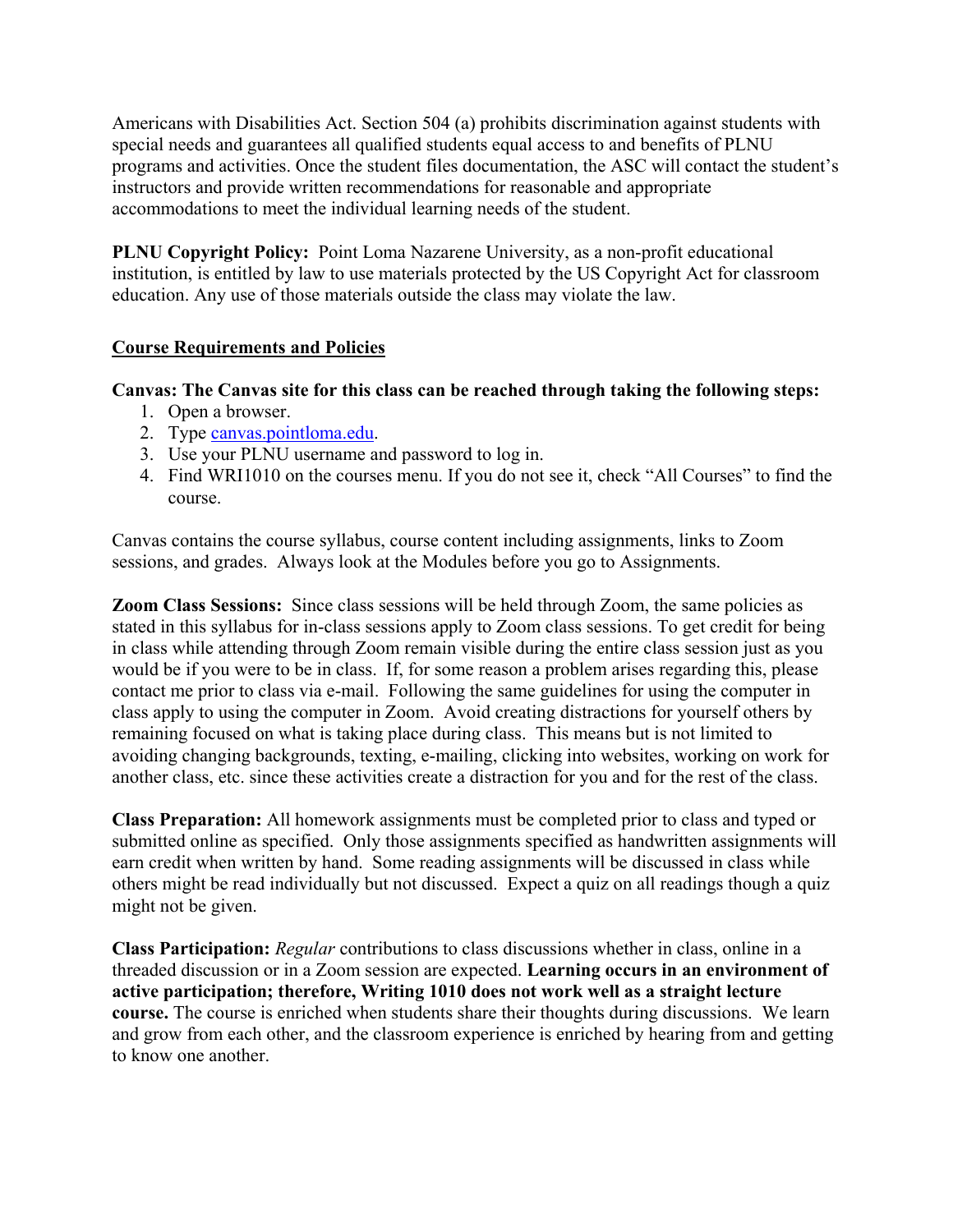Americans with Disabilities Act. Section 504 (a) prohibits discrimination against students with special needs and guarantees all qualified students equal access to and benefits of PLNU programs and activities. Once the student files documentation, the ASC will contact the student's instructors and provide written recommendations for reasonable and appropriate accommodations to meet the individual learning needs of the student.

**PLNU Copyright Policy:** Point Loma Nazarene University, as a non-profit educational institution, is entitled by law to use materials protected by the US Copyright Act for classroom education. Any use of those materials outside the class may violate the law.

## Course Requirements and Policies

**Canvas: The Canvas site for this class can be reached through taking the following steps:**

1. Open a browser.
2. Type [canvas.pointloma.edu](canvas.pointloma.edu).
3. Use your PLNU username and password to log in.
4. Find WRI1010 on the courses menu. If you do not see it, check "All Courses" to find the course.

Canvas contains the course syllabus, course content including assignments, links to Zoom sessions, and grades. Always look at the Modules before you go to Assignments.

**Zoom Class Sessions:** Since class sessions will be held through Zoom, the same policies as stated in this syllabus for in-class sessions apply to Zoom class sessions. To get credit for being in class while attending through Zoom remain visible during the entire class session just as you would be if you were to be in class. If, for some reason a problem arises regarding this, please contact me prior to class via e-mail. Following the same guidelines for using the computer in class apply to using the computer in Zoom. Avoid creating distractions for yourself others by remaining focused on what is taking place during class. This means but is not limited to avoiding changing backgrounds, texting, e-mailing, clicking into websites, working on work for another class, etc. since these activities create a distraction for you and for the rest of the class.

**Class Preparation:** All homework assignments must be completed prior to class and typed or submitted online as specified. Only those assignments specified as handwritten assignments will earn credit when written by hand. Some reading assignments will be discussed in class while others might be read individually but not discussed. Expect a quiz on all readings though a quiz might not be given.

**Class Participation:** *Regular* contributions to class discussions whether in class, online in a threaded discussion or in a Zoom session are expected. **Learning occurs in an environment of active participation; therefore, Writing 1010 does not work well as a straight lecture course.** The course is enriched when students share their thoughts during discussions. We learn and grow from each other, and the classroom experience is enriched by hearing from and getting to know one another.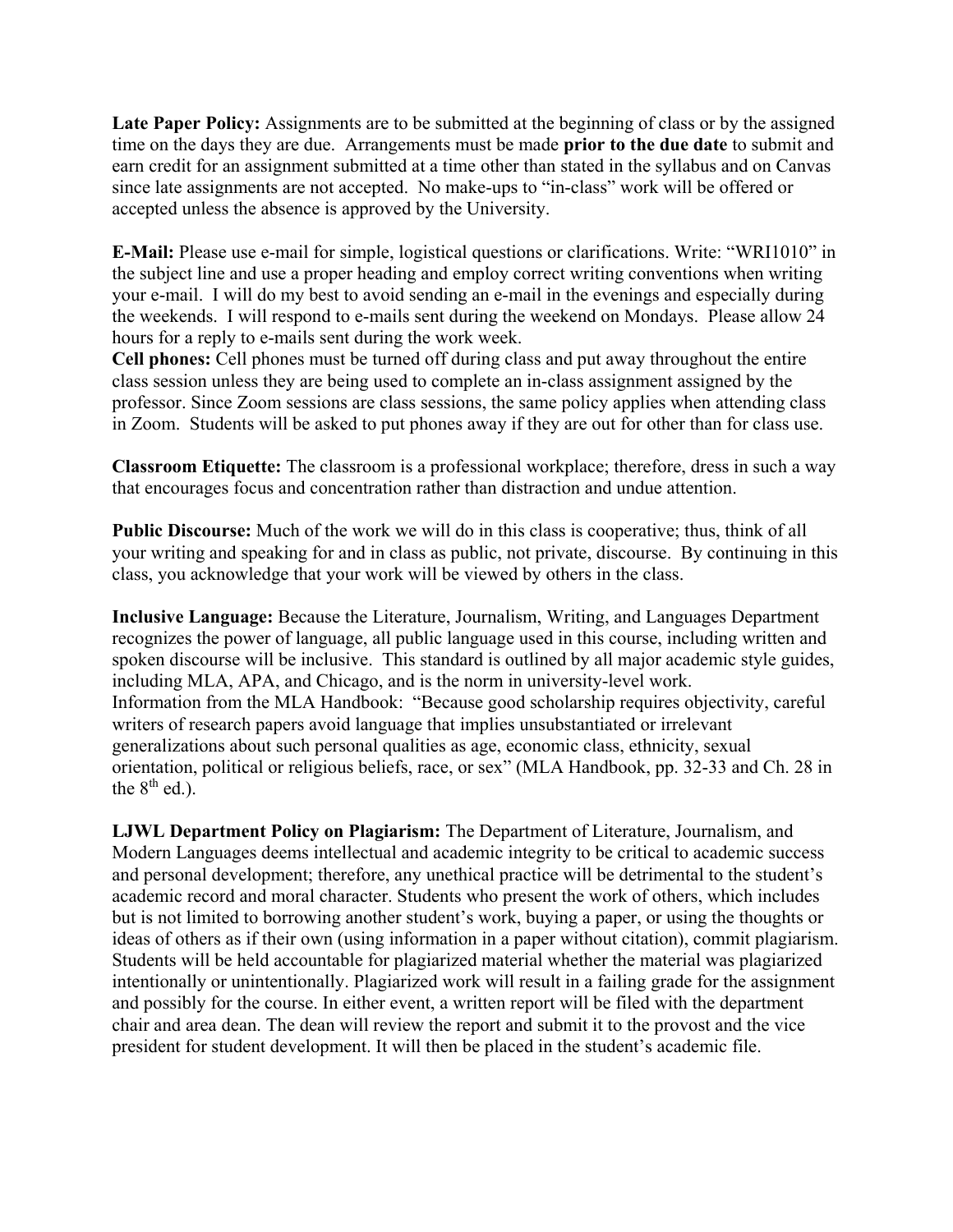**Late Paper Policy:** Assignments are to be submitted at the beginning of class or by the assigned time on the days they are due. Arrangements must be made **prior to the due date** to submit and earn credit for an assignment submitted at a time other than stated in the syllabus and on Canvas since late assignments are not accepted. No make-ups to "in-class" work will be offered or accepted unless the absence is approved by the University.

**E-Mail:** Please use e-mail for simple, logistical questions or clarifications. Write: "WRI1010" in the subject line and use a proper heading and employ correct writing conventions when writing your e-mail. I will do my best to avoid sending an e-mail in the evenings and especially during the weekends. I will respond to e-mails sent during the weekend on Mondays. Please allow 24 hours for a reply to e-mails sent during the work week.

**Cell phones:** Cell phones must be turned off during class and put away throughout the entire class session unless they are being used to complete an in-class assignment assigned by the professor. Since Zoom sessions are class sessions, the same policy applies when attending class in Zoom. Students will be asked to put phones away if they are out for other than for class use.

**Classroom Etiquette:** The classroom is a professional workplace; therefore, dress in such a way that encourages focus and concentration rather than distraction and undue attention.

**Public Discourse:** Much of the work we will do in this class is cooperative; thus, think of all your writing and speaking for and in class as public, not private, discourse. By continuing in this class, you acknowledge that your work will be viewed by others in the class.

**Inclusive Language:** Because the Literature, Journalism, Writing, and Languages Department recognizes the power of language, all public language used in this course, including written and spoken discourse will be inclusive. This standard is outlined by all major academic style guides, including MLA, APA, and Chicago, and is the norm in university-level work.
Information from the MLA Handbook: "Because good scholarship requires objectivity, careful writers of research papers avoid language that implies unsubstantiated or irrelevant generalizations about such personal qualities as age, economic class, ethnicity, sexual orientation, political or religious beliefs, race, or sex" (MLA Handbook, pp. 32-33 and Ch. 28 in the 8th ed.).

**LJWL Department Policy on Plagiarism:** The Department of Literature, Journalism, and Modern Languages deems intellectual and academic integrity to be critical to academic success and personal development; therefore, any unethical practice will be detrimental to the student's academic record and moral character. Students who present the work of others, which includes but is not limited to borrowing another student's work, buying a paper, or using the thoughts or ideas of others as if their own (using information in a paper without citation), commit plagiarism. Students will be held accountable for plagiarized material whether the material was plagiarized intentionally or unintentionally. Plagiarized work will result in a failing grade for the assignment and possibly for the course. In either event, a written report will be filed with the department chair and area dean. The dean will review the report and submit it to the provost and the vice president for student development. It will then be placed in the student's academic file.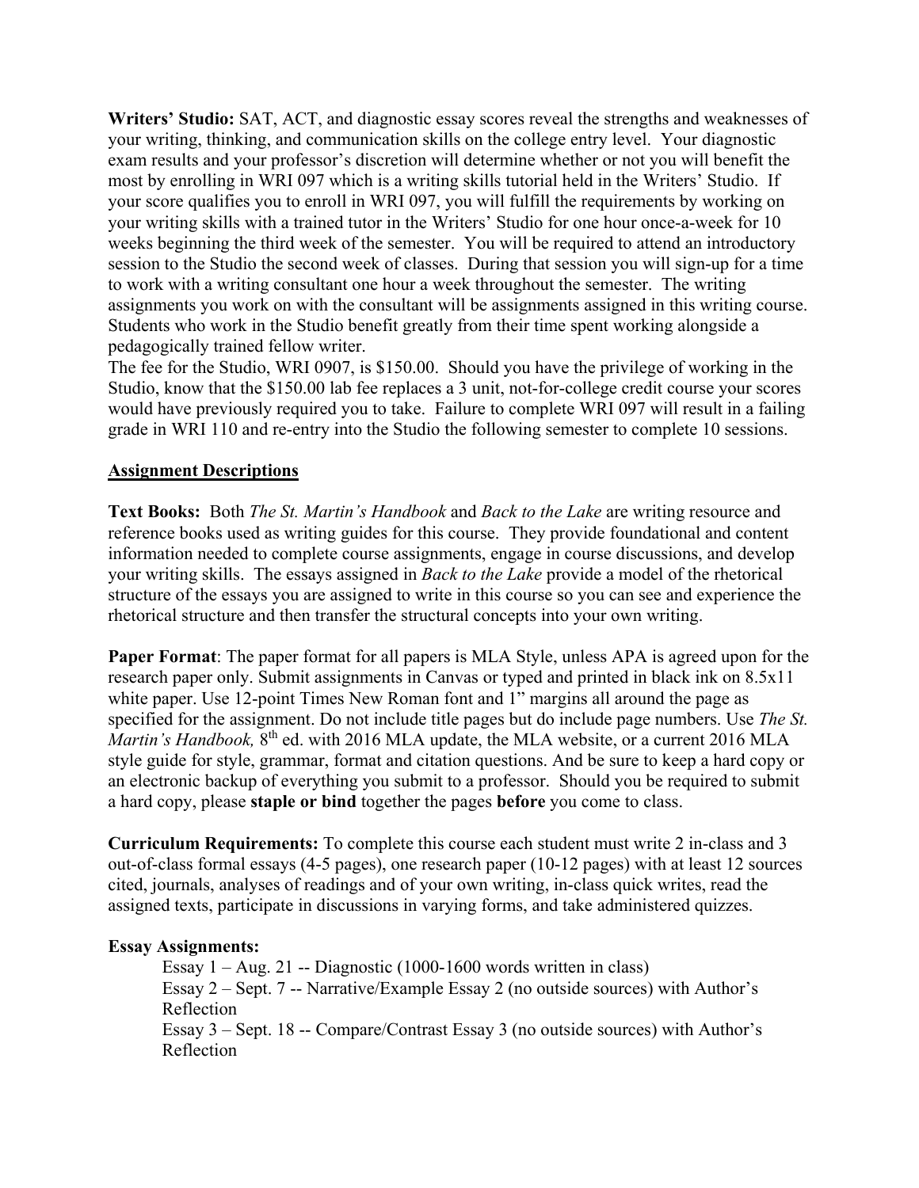**Writers' Studio:** SAT, ACT, and diagnostic essay scores reveal the strengths and weaknesses of your writing, thinking, and communication skills on the college entry level. Your diagnostic exam results and your professor's discretion will determine whether or not you will benefit the most by enrolling in WRI 097 which is a writing skills tutorial held in the Writers' Studio. If your score qualifies you to enroll in WRI 097, you will fulfill the requirements by working on your writing skills with a trained tutor in the Writers' Studio for one hour once-a-week for 10 weeks beginning the third week of the semester. You will be required to attend an introductory session to the Studio the second week of classes. During that session you will sign-up for a time to work with a writing consultant one hour a week throughout the semester. The writing assignments you work on with the consultant will be assignments assigned in this writing course. Students who work in the Studio benefit greatly from their time spent working alongside a pedagogically trained fellow writer.

The fee for the Studio, WRI 0907, is $150.00. Should you have the privilege of working in the Studio, know that the $150.00 lab fee replaces a 3 unit, not-for-college credit course your scores would have previously required you to take. Failure to complete WRI 097 will result in a failing grade in WRI 110 and re-entry into the Studio the following semester to complete 10 sessions.

## Assignment Descriptions

**Text Books:** Both *The St. Martin's Handbook* and *Back to the Lake* are writing resource and reference books used as writing guides for this course. They provide foundational and content information needed to complete course assignments, engage in course discussions, and develop your writing skills. The essays assigned in *Back to the Lake* provide a model of the rhetorical structure of the essays you are assigned to write in this course so you can see and experience the rhetorical structure and then transfer the structural concepts into your own writing.

**Paper Format**: The paper format for all papers is MLA Style, unless APA is agreed upon for the research paper only. Submit assignments in Canvas or typed and printed in black ink on 8.5x11 white paper. Use 12-point Times New Roman font and 1" margins all around the page as specified for the assignment. Do not include title pages but do include page numbers. Use *The St. Martin's Handbook,* 8th ed. with 2016 MLA update, the MLA website, or a current 2016 MLA style guide for style, grammar, format and citation questions. And be sure to keep a hard copy or an electronic backup of everything you submit to a professor. Should you be required to submit a hard copy, please **staple or bind** together the pages **before** you come to class.

**Curriculum Requirements:** To complete this course each student must write 2 in-class and 3 out-of-class formal essays (4-5 pages), one research paper (10-12 pages) with at least 12 sources cited, journals, analyses of readings and of your own writing, in-class quick writes, read the assigned texts, participate in discussions in varying forms, and take administered quizzes.

**Essay Assignments:**

Essay 1 – Aug. 21 -- Diagnostic (1000-1600 words written in class)
Essay 2 – Sept. 7 -- Narrative/Example Essay 2 (no outside sources) with Author's Reflection
Essay 3 – Sept. 18 -- Compare/Contrast Essay 3 (no outside sources) with Author's Reflection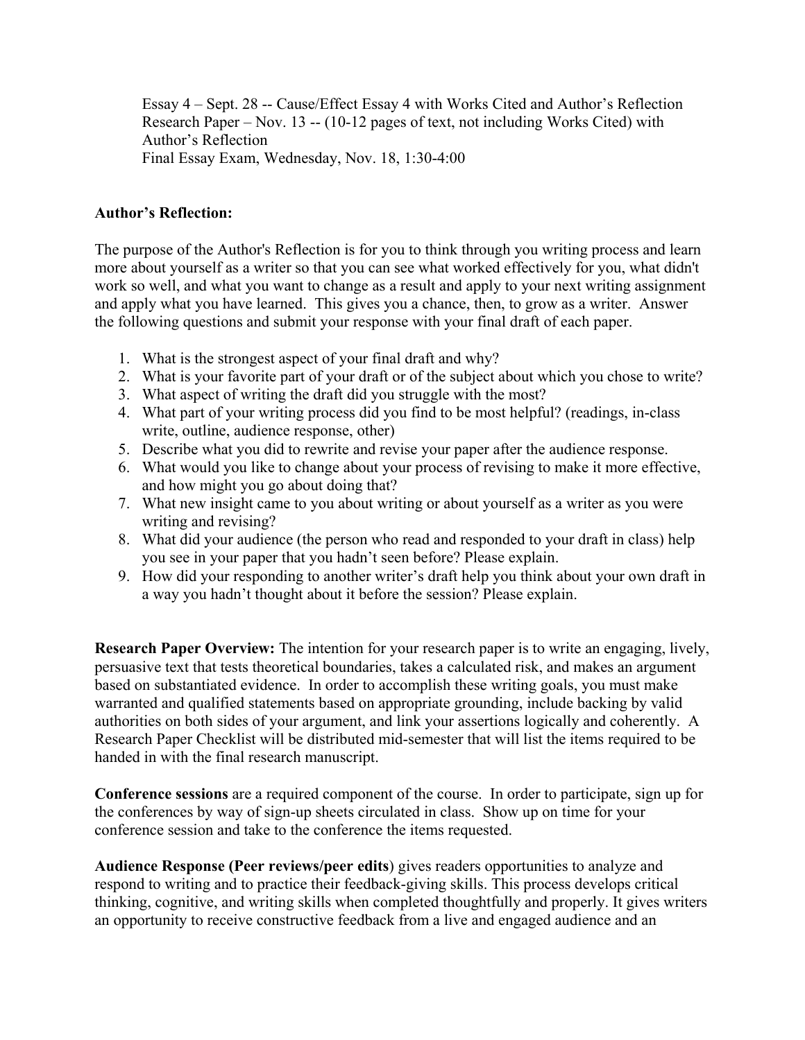Essay 4 – Sept. 28 -- Cause/Effect Essay 4 with Works Cited and Author's Reflection
Research Paper – Nov. 13 -- (10-12 pages of text, not including Works Cited) with Author's Reflection
Final Essay Exam, Wednesday, Nov. 18, 1:30-4:00

**Author's Reflection:**

The purpose of the Author's Reflection is for you to think through you writing process and learn more about yourself as a writer so that you can see what worked effectively for you, what didn't work so well, and what you want to change as a result and apply to your next writing assignment and apply what you have learned. This gives you a chance, then, to grow as a writer. Answer the following questions and submit your response with your final draft of each paper.

1. What is the strongest aspect of your final draft and why?
2. What is your favorite part of your draft or of the subject about which you chose to write?
3. What aspect of writing the draft did you struggle with the most?
4. What part of your writing process did you find to be most helpful? (readings, in-class write, outline, audience response, other)
5. Describe what you did to rewrite and revise your paper after the audience response.
6. What would you like to change about your process of revising to make it more effective, and how might you go about doing that?
7. What new insight came to you about writing or about yourself as a writer as you were writing and revising?
8. What did your audience (the person who read and responded to your draft in class) help you see in your paper that you hadn't seen before? Please explain.
9. How did your responding to another writer's draft help you think about your own draft in a way you hadn't thought about it before the session? Please explain.

**Research Paper Overview:** The intention for your research paper is to write an engaging, lively, persuasive text that tests theoretical boundaries, takes a calculated risk, and makes an argument based on substantiated evidence. In order to accomplish these writing goals, you must make warranted and qualified statements based on appropriate grounding, include backing by valid authorities on both sides of your argument, and link your assertions logically and coherently. A Research Paper Checklist will be distributed mid-semester that will list the items required to be handed in with the final research manuscript.

**Conference sessions** are a required component of the course. In order to participate, sign up for the conferences by way of sign-up sheets circulated in class. Show up on time for your conference session and take to the conference the items requested.

**Audience Response (Peer reviews/peer edits**) gives readers opportunities to analyze and respond to writing and to practice their feedback-giving skills. This process develops critical thinking, cognitive, and writing skills when completed thoughtfully and properly. It gives writers an opportunity to receive constructive feedback from a live and engaged audience and an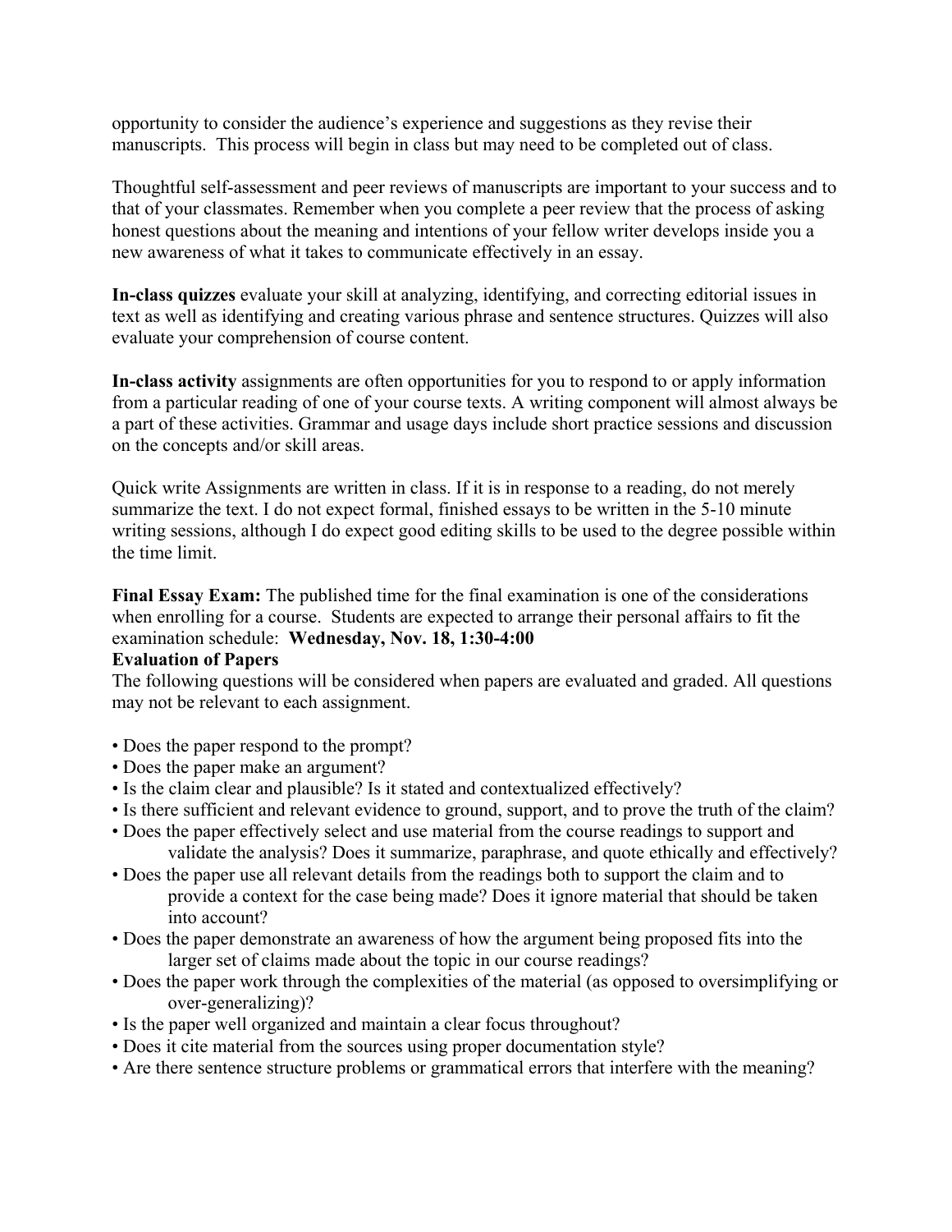opportunity to consider the audience's experience and suggestions as they revise their manuscripts. This process will begin in class but may need to be completed out of class.

Thoughtful self-assessment and peer reviews of manuscripts are important to your success and to that of your classmates. Remember when you complete a peer review that the process of asking honest questions about the meaning and intentions of your fellow writer develops inside you a new awareness of what it takes to communicate effectively in an essay.

**In-class quizzes** evaluate your skill at analyzing, identifying, and correcting editorial issues in text as well as identifying and creating various phrase and sentence structures. Quizzes will also evaluate your comprehension of course content.

**In-class activity** assignments are often opportunities for you to respond to or apply information from a particular reading of one of your course texts. A writing component will almost always be a part of these activities. Grammar and usage days include short practice sessions and discussion on the concepts and/or skill areas.

Quick write Assignments are written in class. If it is in response to a reading, do not merely summarize the text. I do not expect formal, finished essays to be written in the 5-10 minute writing sessions, although I do expect good editing skills to be used to the degree possible within the time limit.

**Final Essay Exam:** The published time for the final examination is one of the considerations when enrolling for a course. Students are expected to arrange their personal affairs to fit the examination schedule: **Wednesday, Nov. 18, 1:30-4:00**

**Evaluation of Papers**

The following questions will be considered when papers are evaluated and graded. All questions may not be relevant to each assignment.

- Does the paper respond to the prompt?
- Does the paper make an argument?
- Is the claim clear and plausible? Is it stated and contextualized effectively?
- Is there sufficient and relevant evidence to ground, support, and to prove the truth of the claim?
- Does the paper effectively select and use material from the course readings to support and validate the analysis? Does it summarize, paraphrase, and quote ethically and effectively?
- Does the paper use all relevant details from the readings both to support the claim and to provide a context for the case being made? Does it ignore material that should be taken into account?
- Does the paper demonstrate an awareness of how the argument being proposed fits into the larger set of claims made about the topic in our course readings?
- Does the paper work through the complexities of the material (as opposed to oversimplifying or over-generalizing)?
- Is the paper well organized and maintain a clear focus throughout?
- Does it cite material from the sources using proper documentation style?
- Are there sentence structure problems or grammatical errors that interfere with the meaning?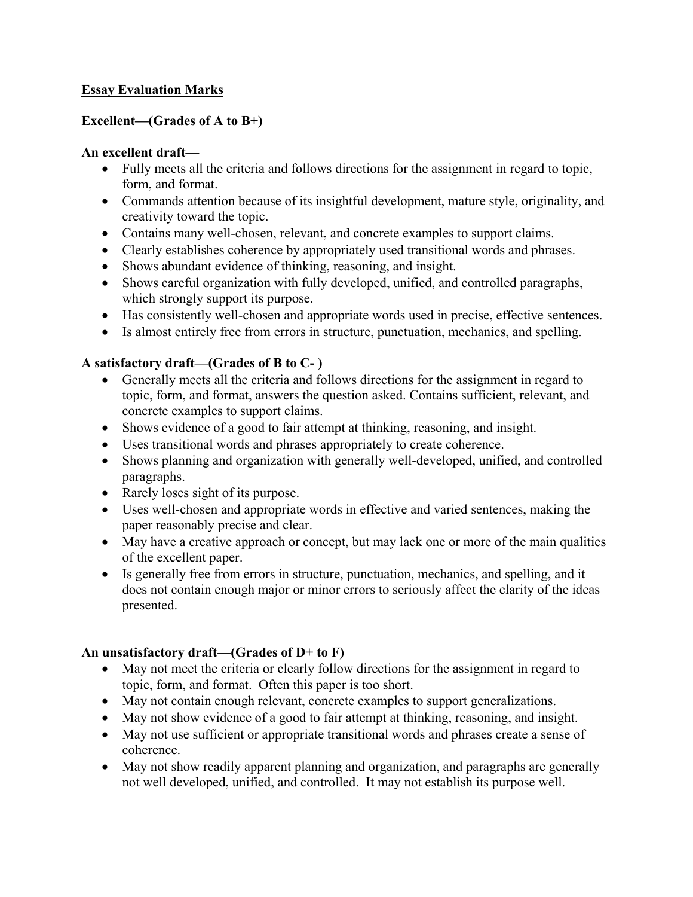## Essay Evaluation Marks

### Excellent—(Grades of A to B+)

**An excellent draft—**

- Fully meets all the criteria and follows directions for the assignment in regard to topic, form, and format.
- Commands attention because of its insightful development, mature style, originality, and creativity toward the topic.
- Contains many well-chosen, relevant, and concrete examples to support claims.
- Clearly establishes coherence by appropriately used transitional words and phrases.
- Shows abundant evidence of thinking, reasoning, and insight.
- Shows careful organization with fully developed, unified, and controlled paragraphs, which strongly support its purpose.
- Has consistently well-chosen and appropriate words used in precise, effective sentences.
- Is almost entirely free from errors in structure, punctuation, mechanics, and spelling.

**A satisfactory draft—(Grades of B to C- )**

- Generally meets all the criteria and follows directions for the assignment in regard to topic, form, and format, answers the question asked. Contains sufficient, relevant, and concrete examples to support claims.
- Shows evidence of a good to fair attempt at thinking, reasoning, and insight.
- Uses transitional words and phrases appropriately to create coherence.
- Shows planning and organization with generally well-developed, unified, and controlled paragraphs.
- Rarely loses sight of its purpose.
- Uses well-chosen and appropriate words in effective and varied sentences, making the paper reasonably precise and clear.
- May have a creative approach or concept, but may lack one or more of the main qualities of the excellent paper.
- Is generally free from errors in structure, punctuation, mechanics, and spelling, and it does not contain enough major or minor errors to seriously affect the clarity of the ideas presented.

**An unsatisfactory draft—(Grades of D+ to F)**

- May not meet the criteria or clearly follow directions for the assignment in regard to topic, form, and format. Often this paper is too short.
- May not contain enough relevant, concrete examples to support generalizations.
- May not show evidence of a good to fair attempt at thinking, reasoning, and insight.
- May not use sufficient or appropriate transitional words and phrases create a sense of coherence.
- May not show readily apparent planning and organization, and paragraphs are generally not well developed, unified, and controlled. It may not establish its purpose well.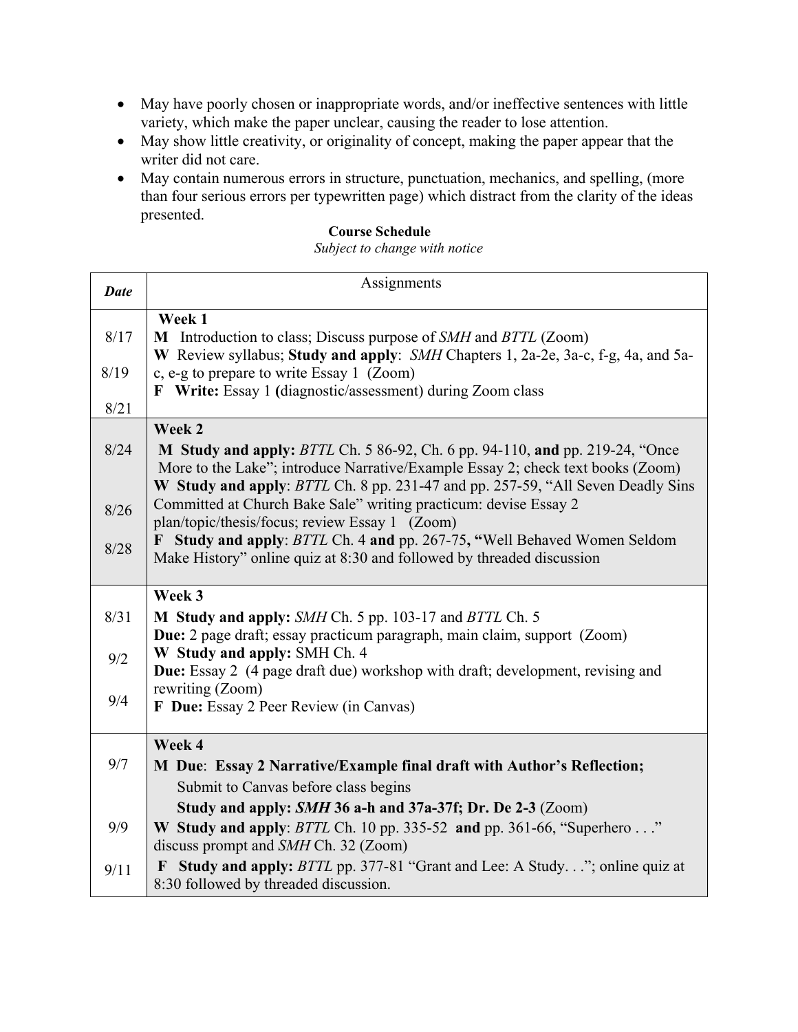- May have poorly chosen or inappropriate words, and/or ineffective sentences with little variety, which make the paper unclear, causing the reader to lose attention.
- May show little creativity, or originality of concept, making the paper appear that the writer did not care.
- May contain numerous errors in structure, punctuation, mechanics, and spelling, (more than four serious errors per typewritten page) which distract from the clarity of the ideas presented.

**Course Schedule**

*Subject to change with notice*

| *Date* | Assignments |
|---|---|
| <br>8/17<br>8/19<br>8/21 | **Week 1**<br>**M** Introduction to class; Discuss purpose of *SMH* and *BTTL* (Zoom)<br>**W** Review syllabus; **Study and apply**: *SMH* Chapters 1, 2a-2e, 3a-c, f-g, 4a, and 5a-c, e-g to prepare to write Essay 1 (Zoom)<br>**F Write:** Essay 1 **(**diagnostic/assessment) during Zoom class |
| <br>8/24<br>8/26<br>8/28 | **Week 2**<br>**M Study and apply:** *BTTL* Ch. 5 86-92, Ch. 6 pp. 94-110, **and** pp. 219-24, "Once More to the Lake"; introduce Narrative/Example Essay 2; check text books (Zoom)<br>**W Study and apply**: *BTTL* Ch. 8 pp. 231-47 and pp. 257-59, "All Seven Deadly Sins Committed at Church Bake Sale" writing practicum: devise Essay 2 plan/topic/thesis/focus; review Essay 1 (Zoom)<br>**F Study and apply**: *BTTL* Ch. 4 **and** pp. 267-75**, "**Well Behaved Women Seldom Make History" online quiz at 8:30 and followed by threaded discussion |
| <br>8/31<br>9/2<br>9/4 | **Week 3**<br>**M Study and apply:** *SMH* Ch. 5 pp. 103-17 and *BTTL* Ch. 5<br>**Due:** 2 page draft; essay practicum paragraph, main claim, support (Zoom)<br>**W Study and apply:** SMH Ch. 4<br>**Due:** Essay 2 (4 page draft due) workshop with draft; development, revising and rewriting (Zoom)<br>**F Due:** Essay 2 Peer Review (in Canvas) |
| <br>9/7<br>9/9<br>9/11 | **Week 4**<br>**M Due**: **Essay 2 Narrative/Example final draft with Author's Reflection;**<br>Submit to Canvas before class begins<br>**Study and apply: *SMH* 36 a-h and 37a-37f; Dr. De 2-3** (Zoom)<br>**W Study and apply**: *BTTL* Ch. 10 pp. 335-52 **and** pp. 361-66, "Superhero . . ." discuss prompt and *SMH* Ch. 32 (Zoom)<br>**F Study and apply:** *BTTL* pp. 377-81 "Grant and Lee: A Study. . ."; online quiz at 8:30 followed by threaded discussion. |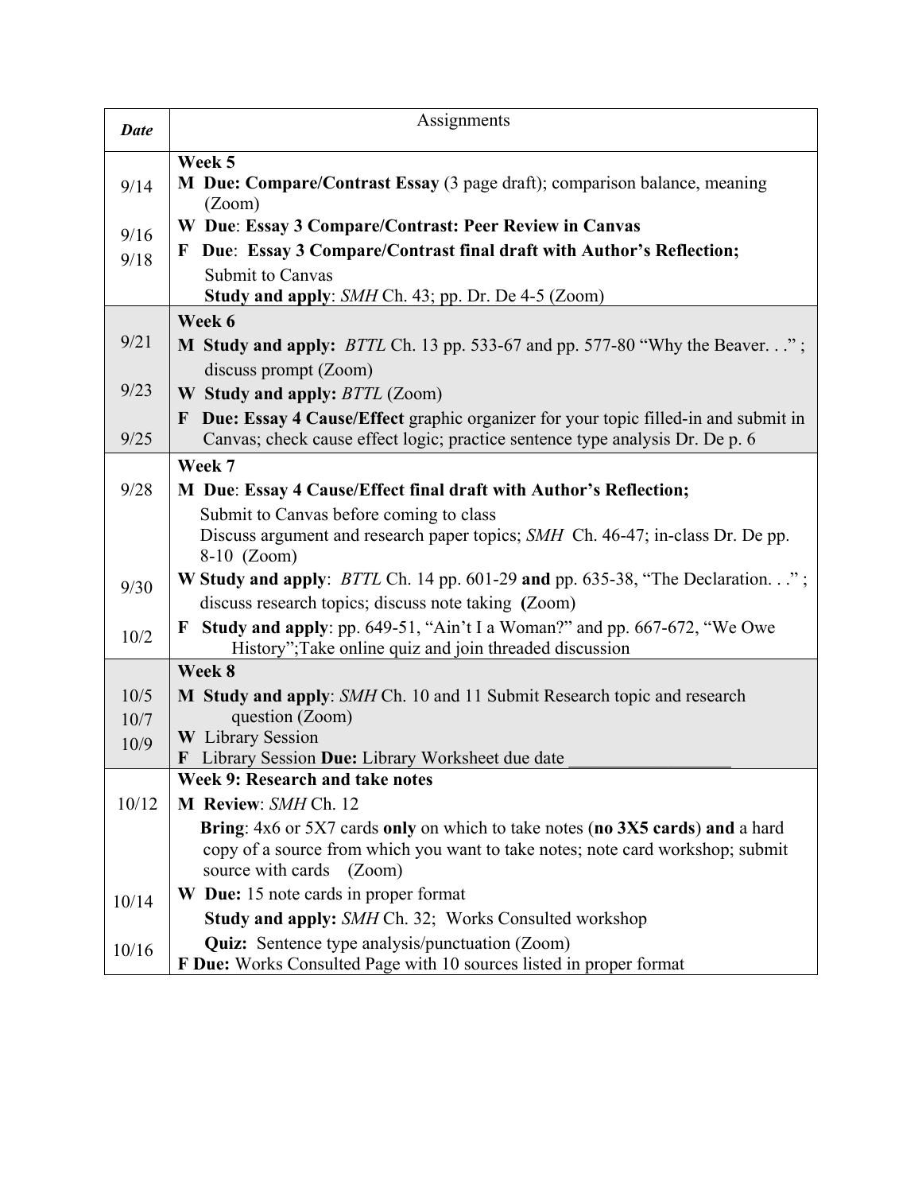| *Date* | Assignments |
|---|---|
| | **Week 5** |
| 9/14 | **M Due: Compare/Contrast Essay** (3 page draft); comparison balance, meaning (Zoom) |
| 9/16 | **W Due**: **Essay 3 Compare/Contrast: Peer Review in Canvas** |
| 9/18 | **F Due: Essay 3 Compare/Contrast final draft with Author's Reflection;** Submit to Canvas **Study and apply**: *SMH* Ch. 43; pp. Dr. De 4-5 (Zoom) |
| | **Week 6** |
| 9/21 | **M Study and apply:** *BTTL* Ch. 13 pp. 533-67 and pp. 577-80 "Why the Beaver. . ." ; discuss prompt (Zoom) |
| 9/23 | **W Study and apply:** *BTTL* (Zoom) |
| 9/25 | **F Due: Essay 4 Cause/Effect** graphic organizer for your topic filled-in and submit in Canvas; check cause effect logic; practice sentence type analysis Dr. De p. 6 |
| | **Week 7** |
| 9/28 | **M Due**: **Essay 4 Cause/Effect final draft with Author's Reflection;** Submit to Canvas before coming to class Discuss argument and research paper topics; *SMH* Ch. 46-47; in-class Dr. De pp. 8-10 (Zoom) |
| 9/30 | **W Study and apply**: *BTTL* Ch. 14 pp. 601-29 **and** pp. 635-38, "The Declaration. . ." ; discuss research topics; discuss note taking **(**Zoom) |
| 10/2 | **F Study and apply**: pp. 649-51, "Ain't I a Woman?" and pp. 667-672, "We Owe History";Take online quiz and join threaded discussion |
| | **Week 8** |
| 10/5 | **M Study and apply**: *SMH* Ch. 10 and 11 Submit Research topic and research question (Zoom) |
| 10/7 | **W** Library Session |
| 10/9 | **F** Library Session **Due:** Library Worksheet due date __________________ |
| | **Week 9: Research and take notes** |
| 10/12 | **M Review**: *SMH* Ch. 12 **Bring**: 4x6 or 5X7 cards **only** on which to take notes (**no 3X5 cards**) **and** a hard copy of a source from which you want to take notes; note card workshop; submit source with cards (Zoom) |
| 10/14 | **W Due:** 15 note cards in proper format **Study and apply:** *SMH* Ch. 32; Works Consulted workshop |
| 10/16 | **Quiz:** Sentence type analysis/punctuation (Zoom) **F Due:** Works Consulted Page with 10 sources listed in proper format |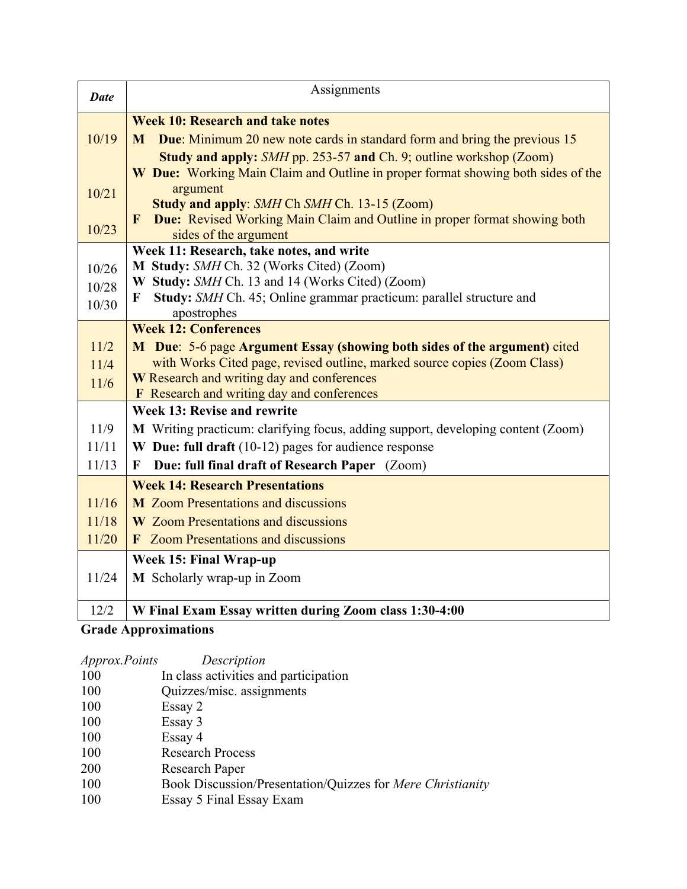| *Date* | Assignments |
|---|---|
| | **Week 10: Research and take notes** |
| 10/19 | **M Due**: Minimum 20 new note cards in standard form and bring the previous 15 **Study and apply:** *SMH* pp. 253-57 **and** Ch. 9; outline workshop (Zoom) |
| 10/21 | **W Due:** Working Main Claim and Outline in proper format showing both sides of the argument **Study and apply**: *SMH* Ch *SMH* Ch. 13-15 (Zoom) |
| 10/23 | **F Due:** Revised Working Main Claim and Outline in proper format showing both sides of the argument |
| | **Week 11: Research, take notes, and write** |
| 10/26 | **M Study:** *SMH* Ch. 32 (Works Cited) (Zoom) |
| 10/28 | **W Study:** *SMH* Ch. 13 and 14 (Works Cited) (Zoom) |
| 10/30 | **F Study:** *SMH* Ch. 45; Online grammar practicum: parallel structure and apostrophes |
| | **Week 12: Conferences** |
| 11/2 | **M Due**: 5-6 page **Argument Essay (showing both sides of the argument)** cited with Works Cited page, revised outline, marked source copies (Zoom Class) |
| 11/4 | **W** Research and writing day and conferences |
| 11/6 | **F** Research and writing day and conferences |
| | **Week 13: Revise and rewrite** |
| 11/9 | **M** Writing practicum: clarifying focus, adding support, developing content (Zoom) |
| 11/11 | **W Due: full draft** (10-12) pages for audience response |
| 11/13 | **F Due: full final draft of Research Paper** (Zoom) |
| | **Week 14: Research Presentations** |
| 11/16 | **M** Zoom Presentations and discussions |
| 11/18 | **W** Zoom Presentations and discussions |
| 11/20 | **F** Zoom Presentations and discussions |
| | **Week 15: Final Wrap-up** |
| 11/24 | **M** Scholarly wrap-up in Zoom |
| 12/2 | **W Final Exam Essay written during Zoom class 1:30-4:00** |

**Grade Approximations**

| *Approx.Points* | *Description* |
|---|---|
| 100 | In class activities and participation |
| 100 | Quizzes/misc. assignments |
| 100 | Essay 2 |
| 100 | Essay 3 |
| 100 | Essay 4 |
| 100 | Research Process |
| 200 | Research Paper |
| 100 | Book Discussion/Presentation/Quizzes for *Mere Christianity* |
| 100 | Essay 5 Final Essay Exam |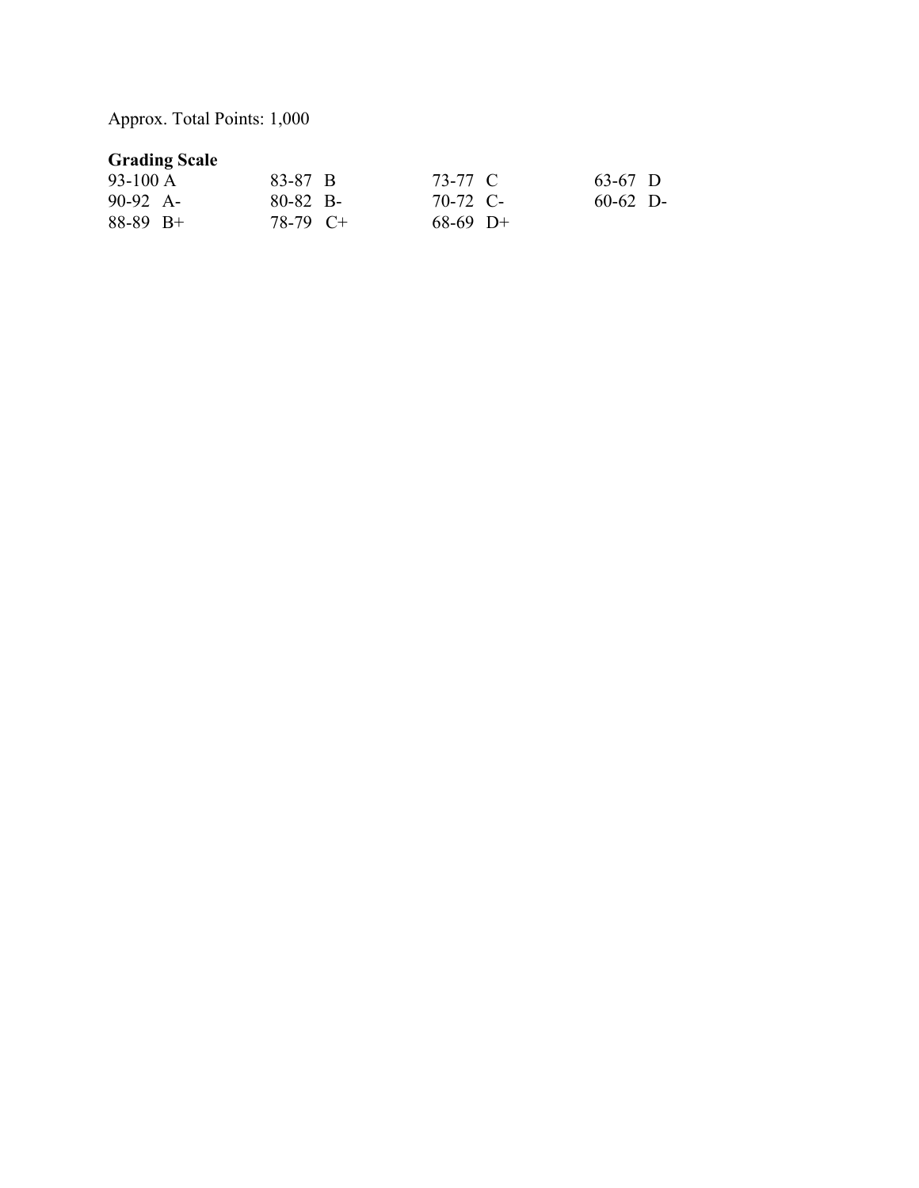Approx. Total Points: 1,000

**Grading Scale**

| | | | |
|---|---|---|---|
| 93-100 A | 83-87 B | 73-77 C | 63-67 D |
| 90-92 A- | 80-82 B- | 70-72 C- | 60-62 D- |
| 88-89 B+ | 78-79 C+ | 68-69 D+ | |